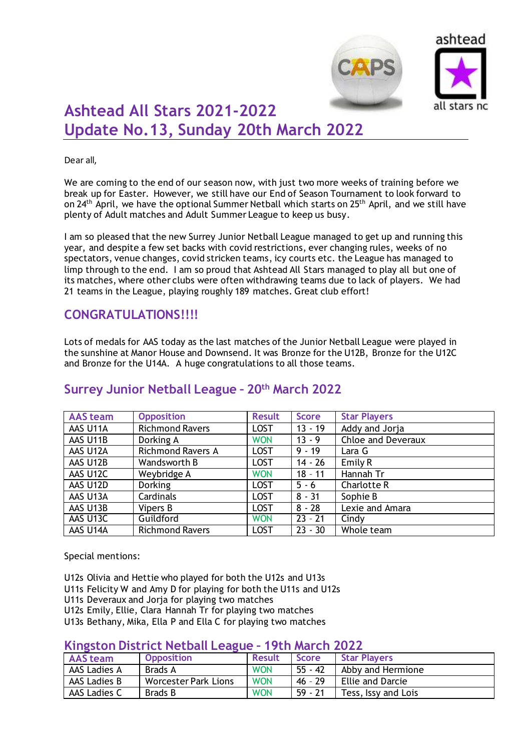# Ashtead All Stars 2021-2022
# Update No.13, Sunday 20th March 2022

Dear all,

We are coming to the end of our season now, with just two more weeks of training before we break up for Easter. However, we still have our End of Season Tournament to look forward to on 24th April, we have the optional Summer Netball which starts on 25th April, and we still have plenty of Adult matches and Adult Summer League to keep us busy.

I am so pleased that the new Surrey Junior Netball League managed to get up and running this year, and despite a few set backs with covid restrictions, ever changing rules, weeks of no spectators, venue changes, covid stricken teams, icy courts etc. the League has managed to limp through to the end. I am so proud that Ashtead All Stars managed to play all but one of its matches, where other clubs were often withdrawing teams due to lack of players. We had 21 teams in the League, playing roughly 189 matches. Great club effort!

## CONGRATULATIONS!!!!

Lots of medals for AAS today as the last matches of the Junior Netball League were played in the sunshine at Manor House and Downsend. It was Bronze for the U12B, Bronze for the U12C and Bronze for the U14A. A huge congratulations to all those teams.

## Surrey Junior Netball League – 20th March 2022

| AAS team | Opposition | Result | Score | Star Players |
|---|---|---|---|---|
| AAS U11A | Richmond Ravers | LOST | 13 - 19 | Addy and Jorja |
| AAS U11B | Dorking A | WON | 13 - 9 | Chloe and Deveraux |
| AAS U12A | Richmond Ravers A | LOST | 9 - 19 | Lara G |
| AAS U12B | Wandsworth B | LOST | 14 - 26 | Emily R |
| AAS U12C | Weybridge A | WON | 18 – 11 | Hannah Tr |
| AAS U12D | Dorking | LOST | 5 - 6 | Charlotte R |
| AAS U13A | Cardinals | LOST | 8 - 31 | Sophie B |
| AAS U13B | Vipers B | LOST | 8 - 28 | Lexie and Amara |
| AAS U13C | Guildford | WON | 23 – 21 | Cindy |
| AAS U14A | Richmond Ravers | LOST | 23 - 30 | Whole team |

Special mentions:

U12s Olivia and Hettie who played for both the U12s and U13s
U11s Felicity W and Amy D for playing for both the U11s and U12s
U11s Deveraux and Jorja for playing two matches
U12s Emily, Ellie, Clara Hannah Tr for playing two matches
U13s Bethany, Mika, Ella P and Ella C for playing two matches

## Kingston District Netball League – 19th March 2022

| AAS team | Opposition | Result | Score | Star Players |
|---|---|---|---|---|
| AAS Ladies A | Brads A | WON | 55 - 42 | Abby and Hermione |
| AAS Ladies B | Worcester Park Lions | WON | 46 – 29 | Ellie and Darcie |
| AAS Ladies C | Brads B | WON | 59 - 21 | Tess, Issy and Lois |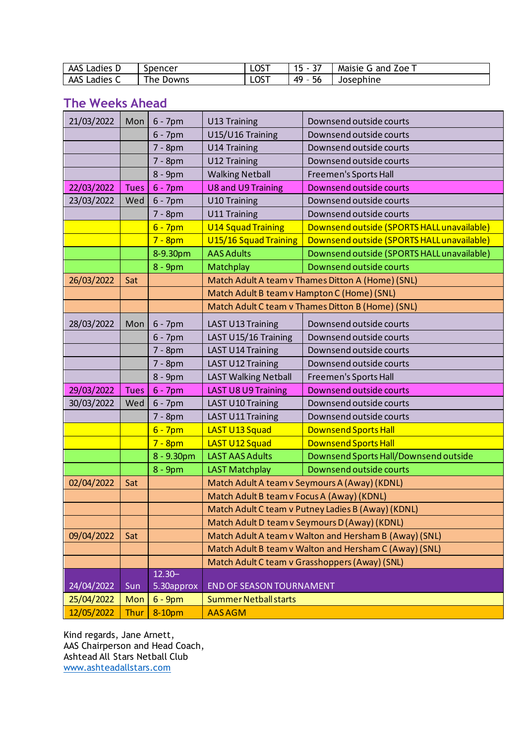| | | | | |
|---|---|---|---|---|
| AAS Ladies D | Spencer | LOST | 15 - 37 | Maisie G and Zoe T |
| AAS Ladies C | The Downs | LOST | 49 - 56 | Josephine |

## The Weeks Ahead

| | | | | |
|---|---|---|---|---|
| 21/03/2022 | Mon | 6 - 7pm | U13 Training | Downsend outside courts |
| | | 6 - 7pm | U15/U16 Training | Downsend outside courts |
| | | 7 - 8pm | U14 Training | Downsend outside courts |
| | | 7 - 8pm | U12 Training | Downsend outside courts |
| | | 8 - 9pm | Walking Netball | Freemen's Sports Hall |
| 22/03/2022 | Tues | 6 - 7pm | U8 and U9 Training | Downsend outside courts |
| 23/03/2022 | Wed | 6 - 7pm | U10 Training | Downsend outside courts |
| | | 7 - 8pm | U11 Training | Downsend outside courts |
| | | 6 - 7pm | U14 Squad Training | Downsend outside (SPORTS HALL unavailable) |
| | | 7 - 8pm | U15/16 Squad Training | Downsend outside (SPORTS HALL unavailable) |
| | | 8-9.30pm | AAS Adults | Downsend outside (SPORTS HALL unavailable) |
| | | 8 - 9pm | Matchplay | Downsend outside courts |
| 26/03/2022 | Sat | | Match Adult A team v Thames Ditton A (Home) (SNL) | |
| | | | Match Adult B team v Hampton C (Home) (SNL) | |
| | | | Match Adult C team v Thames Ditton B (Home) (SNL) | |
| 28/03/2022 | Mon | 6 - 7pm | LAST U13 Training | Downsend outside courts |
| | | 6 - 7pm | LAST U15/16 Training | Downsend outside courts |
| | | 7 - 8pm | LAST U14 Training | Downsend outside courts |
| | | 7 - 8pm | LAST U12 Training | Downsend outside courts |
| | | 8 - 9pm | LAST Walking Netball | Freemen's Sports Hall |
| 29/03/2022 | Tues | 6 - 7pm | LAST U8 U9 Training | Downsend outside courts |
| 30/03/2022 | Wed | 6 - 7pm | LAST U10 Training | Downsend outside courts |
| | | 7 - 8pm | LAST U11 Training | Downsend outside courts |
| | | 6 - 7pm | LAST U13 Squad | Downsend Sports Hall |
| | | 7 - 8pm | LAST U12 Squad | Downsend Sports Hall |
| | | 8 - 9.30pm | LAST AAS Adults | Downsend Sports Hall/Downsend outside |
| | | 8 - 9pm | LAST Matchplay | Downsend outside courts |
| 02/04/2022 | Sat | | Match Adult A team v Seymours A (Away) (KDNL) | |
| | | | Match Adult B team v Focus A (Away) (KDNL) | |
| | | | Match Adult C team v Putney Ladies B (Away) (KDNL) | |
| | | | Match Adult D team v Seymours D (Away) (KDNL) | |
| 09/04/2022 | Sat | | Match Adult A team v Walton and Hersham B (Away) (SNL) | |
| | | | Match Adult B team v Walton and Hersham C (Away) (SNL) | |
| | | | Match Adult C team v Grasshoppers (Away) (SNL) | |
| 24/04/2022 | Sun | 12.30–5.30approx | END OF SEASON TOURNAMENT | |
| 25/04/2022 | Mon | 6 - 9pm | Summer Netball starts | |
| 12/05/2022 | Thur | 8-10pm | AAS AGM | |

Kind regards, Jane Arnett,
AAS Chairperson and Head Coach,
Ashtead All Stars Netball Club
www.ashteadallstars.com